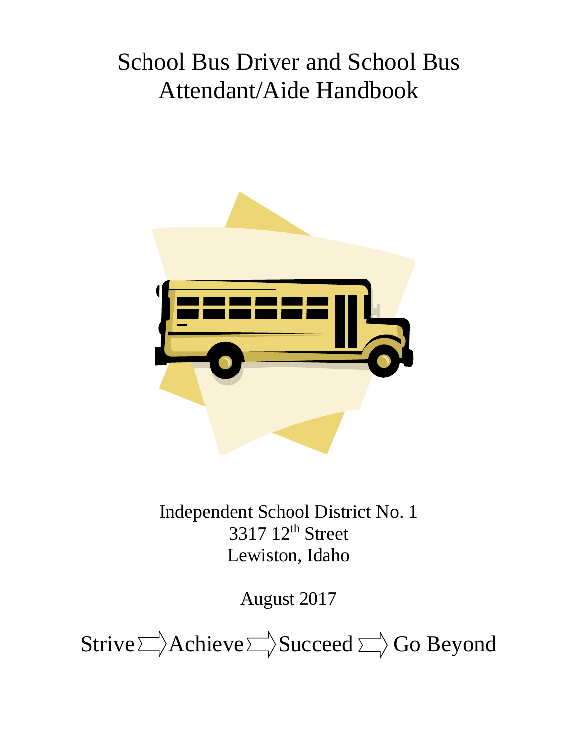# School Bus Driver and School Bus Attendant/Aide Handbook

Independent School District No. 1
3317 12th Street
Lewiston, Idaho

August 2017

Strive ⇒ Achieve ⇒ Succeed ⇒ Go Beyond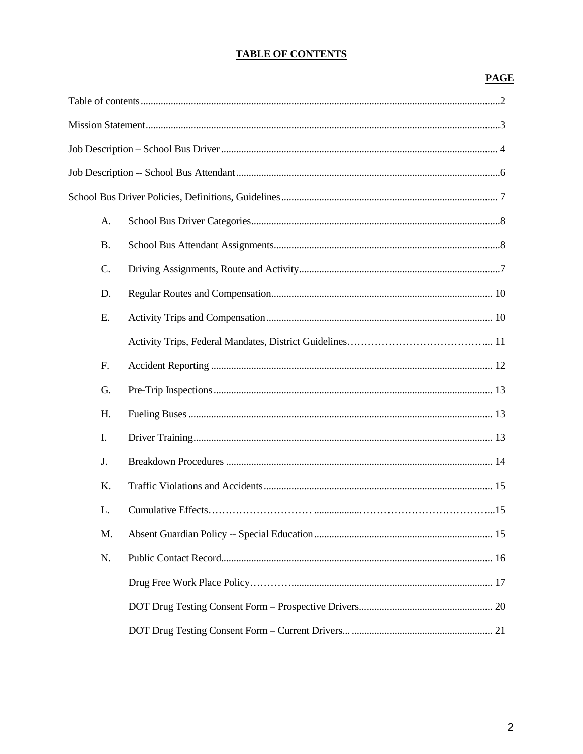# TABLE OF CONTENTS

| | | PAGE |
|---|---|---|
| Table of contents | | 2 |
| Mission Statement | | 3 |
| Job Description – School Bus Driver | | 4 |
| Job Description -- School Bus Attendant | | 6 |
| School Bus Driver Policies, Definitions, Guidelines | | 7 |
| A. | School Bus Driver Categories | 8 |
| B. | School Bus Attendant Assignments | 8 |
| C. | Driving Assignments, Route and Activity | 7 |
| D. | Regular Routes and Compensation | 10 |
| E. | Activity Trips and Compensation | 10 |
| | Activity Trips, Federal Mandates, District Guidelines | 11 |
| F. | Accident Reporting | 12 |
| G. | Pre-Trip Inspections | 13 |
| H. | Fueling Buses | 13 |
| I. | Driver Training | 13 |
| J. | Breakdown Procedures | 14 |
| K. | Traffic Violations and Accidents | 15 |
| L. | Cumulative Effects | 15 |
| M. | Absent Guardian Policy -- Special Education | 15 |
| N. | Public Contact Record | 16 |
| | Drug Free Work Place Policy | 17 |
| | DOT Drug Testing Consent Form – Prospective Drivers | 20 |
| | DOT Drug Testing Consent Form – Current Drivers | 21 |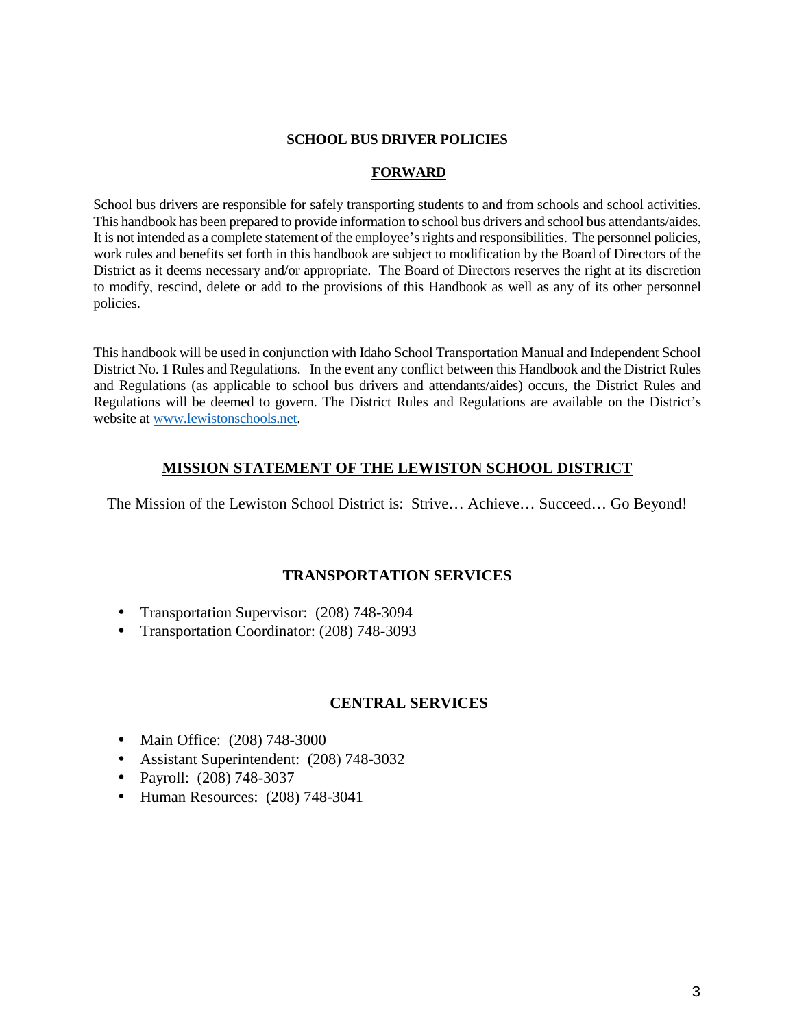# SCHOOL BUS DRIVER POLICIES

## FORWARD

School bus drivers are responsible for safely transporting students to and from schools and school activities. This handbook has been prepared to provide information to school bus drivers and school bus attendants/aides. It is not intended as a complete statement of the employee's rights and responsibilities. The personnel policies, work rules and benefits set forth in this handbook are subject to modification by the Board of Directors of the District as it deems necessary and/or appropriate. The Board of Directors reserves the right at its discretion to modify, rescind, delete or add to the provisions of this Handbook as well as any of its other personnel policies.

This handbook will be used in conjunction with Idaho School Transportation Manual and Independent School District No. 1 Rules and Regulations. In the event any conflict between this Handbook and the District Rules and Regulations (as applicable to school bus drivers and attendants/aides) occurs, the District Rules and Regulations will be deemed to govern. The District Rules and Regulations are available on the District's website at www.lewistonschools.net.

## MISSION STATEMENT OF THE LEWISTON SCHOOL DISTRICT

The Mission of the Lewiston School District is: Strive… Achieve… Succeed… Go Beyond!

## TRANSPORTATION SERVICES

- Transportation Supervisor: (208) 748-3094
- Transportation Coordinator: (208) 748-3093

## CENTRAL SERVICES

- Main Office: (208) 748-3000
- Assistant Superintendent: (208) 748-3032
- Payroll: (208) 748-3037
- Human Resources: (208) 748-3041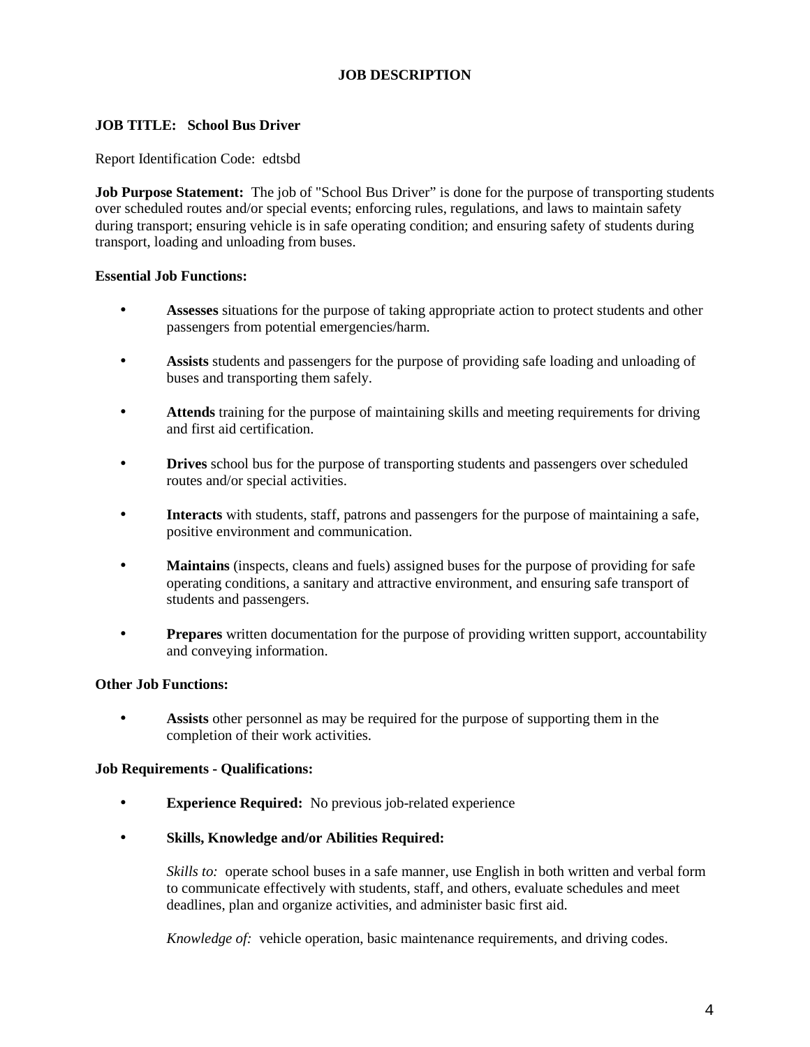# JOB DESCRIPTION

**JOB TITLE: School Bus Driver**

Report Identification Code: edtsbd

**Job Purpose Statement:** The job of "School Bus Driver" is done for the purpose of transporting students over scheduled routes and/or special events; enforcing rules, regulations, and laws to maintain safety during transport; ensuring vehicle is in safe operating condition; and ensuring safety of students during transport, loading and unloading from buses.

**Essential Job Functions:**

- **Assesses** situations for the purpose of taking appropriate action to protect students and other passengers from potential emergencies/harm.
- **Assists** students and passengers for the purpose of providing safe loading and unloading of buses and transporting them safely.
- **Attends** training for the purpose of maintaining skills and meeting requirements for driving and first aid certification.
- **Drives** school bus for the purpose of transporting students and passengers over scheduled routes and/or special activities.
- **Interacts** with students, staff, patrons and passengers for the purpose of maintaining a safe, positive environment and communication.
- **Maintains** (inspects, cleans and fuels) assigned buses for the purpose of providing for safe operating conditions, a sanitary and attractive environment, and ensuring safe transport of students and passengers.
- **Prepares** written documentation for the purpose of providing written support, accountability and conveying information.

**Other Job Functions:**

- **Assists** other personnel as may be required for the purpose of supporting them in the completion of their work activities.

**Job Requirements - Qualifications:**

- **Experience Required:** No previous job-related experience
- **Skills, Knowledge and/or Abilities Required:**

  *Skills to:* operate school buses in a safe manner, use English in both written and verbal form to communicate effectively with students, staff, and others, evaluate schedules and meet deadlines, plan and organize activities, and administer basic first aid.

  *Knowledge of:* vehicle operation, basic maintenance requirements, and driving codes.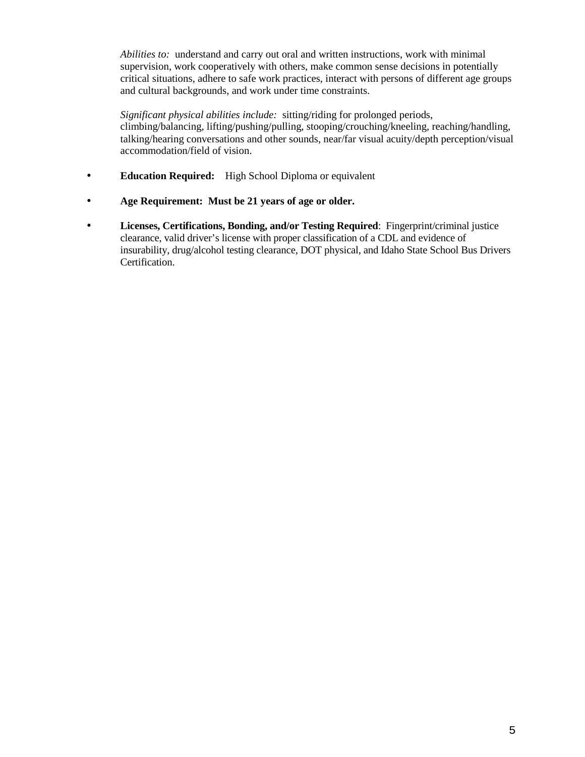*Abilities to:* understand and carry out oral and written instructions, work with minimal supervision, work cooperatively with others, make common sense decisions in potentially critical situations, adhere to safe work practices, interact with persons of different age groups and cultural backgrounds, and work under time constraints.

*Significant physical abilities include:* sitting/riding for prolonged periods, climbing/balancing, lifting/pushing/pulling, stooping/crouching/kneeling, reaching/handling, talking/hearing conversations and other sounds, near/far visual acuity/depth perception/visual accommodation/field of vision.

- **Education Required:** High School Diploma or equivalent
- **Age Requirement: Must be 21 years of age or older.**
- **Licenses, Certifications, Bonding, and/or Testing Required**: Fingerprint/criminal justice clearance, valid driver's license with proper classification of a CDL and evidence of insurability, drug/alcohol testing clearance, DOT physical, and Idaho State School Bus Drivers Certification.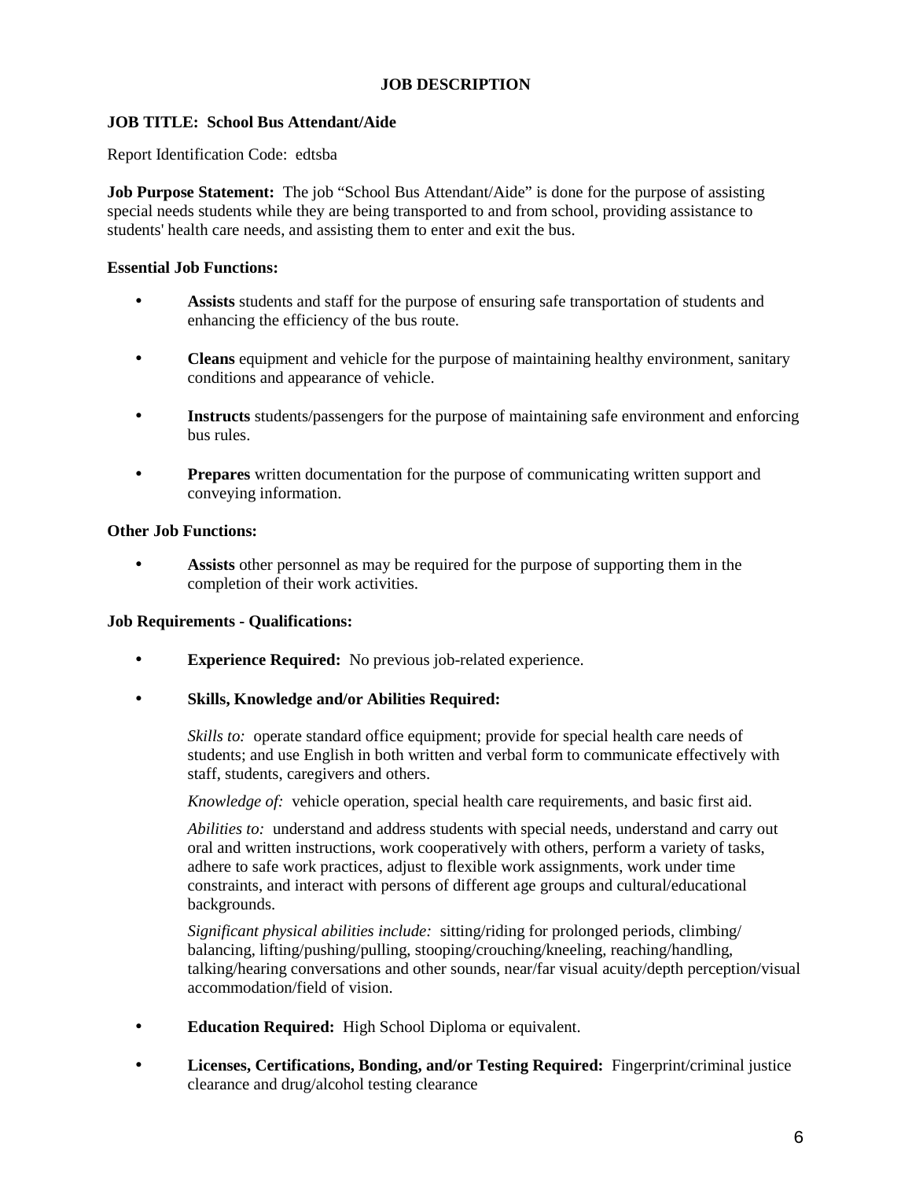# JOB DESCRIPTION

## JOB TITLE: School Bus Attendant/Aide

Report Identification Code: edtsba

**Job Purpose Statement:** The job "School Bus Attendant/Aide" is done for the purpose of assisting special needs students while they are being transported to and from school, providing assistance to students' health care needs, and assisting them to enter and exit the bus.

**Essential Job Functions:**

- **Assists** students and staff for the purpose of ensuring safe transportation of students and enhancing the efficiency of the bus route.
- **Cleans** equipment and vehicle for the purpose of maintaining healthy environment, sanitary conditions and appearance of vehicle.
- **Instructs** students/passengers for the purpose of maintaining safe environment and enforcing bus rules.
- **Prepares** written documentation for the purpose of communicating written support and conveying information.

**Other Job Functions:**

- **Assists** other personnel as may be required for the purpose of supporting them in the completion of their work activities.

**Job Requirements - Qualifications:**

- **Experience Required:** No previous job-related experience.
- **Skills, Knowledge and/or Abilities Required:**

  *Skills to:* operate standard office equipment; provide for special health care needs of students; and use English in both written and verbal form to communicate effectively with staff, students, caregivers and others.

  *Knowledge of:* vehicle operation, special health care requirements, and basic first aid.

  *Abilities to:* understand and address students with special needs, understand and carry out oral and written instructions, work cooperatively with others, perform a variety of tasks, adhere to safe work practices, adjust to flexible work assignments, work under time constraints, and interact with persons of different age groups and cultural/educational backgrounds.

  *Significant physical abilities include:* sitting/riding for prolonged periods, climbing/ balancing, lifting/pushing/pulling, stooping/crouching/kneeling, reaching/handling, talking/hearing conversations and other sounds, near/far visual acuity/depth perception/visual accommodation/field of vision.

- **Education Required:** High School Diploma or equivalent.
- **Licenses, Certifications, Bonding, and/or Testing Required:** Fingerprint/criminal justice clearance and drug/alcohol testing clearance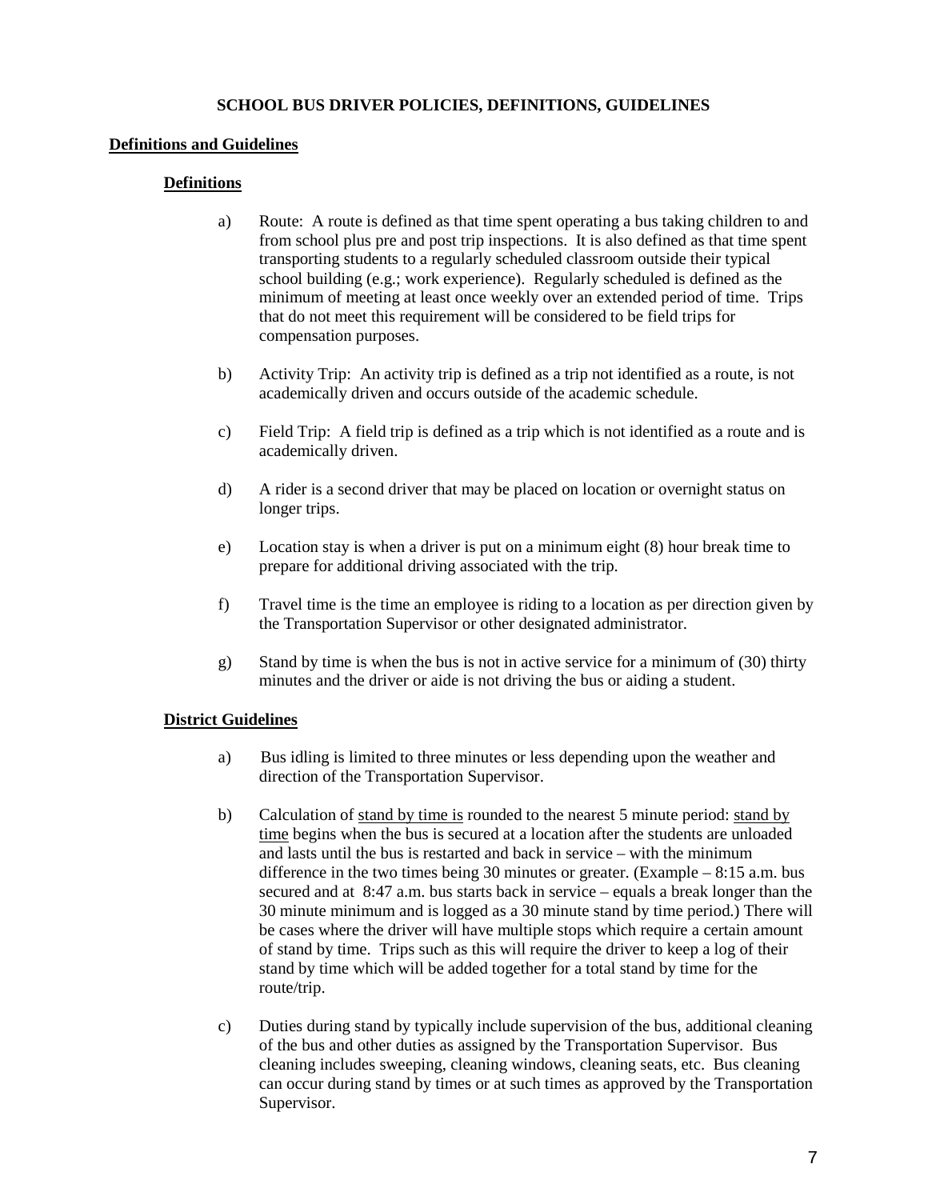# SCHOOL BUS DRIVER POLICIES, DEFINITIONS, GUIDELINES

## Definitions and Guidelines

### Definitions

a) Route: A route is defined as that time spent operating a bus taking children to and from school plus pre and post trip inspections. It is also defined as that time spent transporting students to a regularly scheduled classroom outside their typical school building (e.g.; work experience). Regularly scheduled is defined as the minimum of meeting at least once weekly over an extended period of time. Trips that do not meet this requirement will be considered to be field trips for compensation purposes.

b) Activity Trip: An activity trip is defined as a trip not identified as a route, is not academically driven and occurs outside of the academic schedule.

c) Field Trip: A field trip is defined as a trip which is not identified as a route and is academically driven.

d) A rider is a second driver that may be placed on location or overnight status on longer trips.

e) Location stay is when a driver is put on a minimum eight (8) hour break time to prepare for additional driving associated with the trip.

f) Travel time is the time an employee is riding to a location as per direction given by the Transportation Supervisor or other designated administrator.

g) Stand by time is when the bus is not in active service for a minimum of (30) thirty minutes and the driver or aide is not driving the bus or aiding a student.

### District Guidelines

a) Bus idling is limited to three minutes or less depending upon the weather and direction of the Transportation Supervisor.

b) Calculation of <u>stand by time is</u> rounded to the nearest 5 minute period: <u>stand by time</u> begins when the bus is secured at a location after the students are unloaded and lasts until the bus is restarted and back in service – with the minimum difference in the two times being 30 minutes or greater. (Example – 8:15 a.m. bus secured and at 8:47 a.m. bus starts back in service – equals a break longer than the 30 minute minimum and is logged as a 30 minute stand by time period.) There will be cases where the driver will have multiple stops which require a certain amount of stand by time. Trips such as this will require the driver to keep a log of their stand by time which will be added together for a total stand by time for the route/trip.

c) Duties during stand by typically include supervision of the bus, additional cleaning of the bus and other duties as assigned by the Transportation Supervisor. Bus cleaning includes sweeping, cleaning windows, cleaning seats, etc. Bus cleaning can occur during stand by times or at such times as approved by the Transportation Supervisor.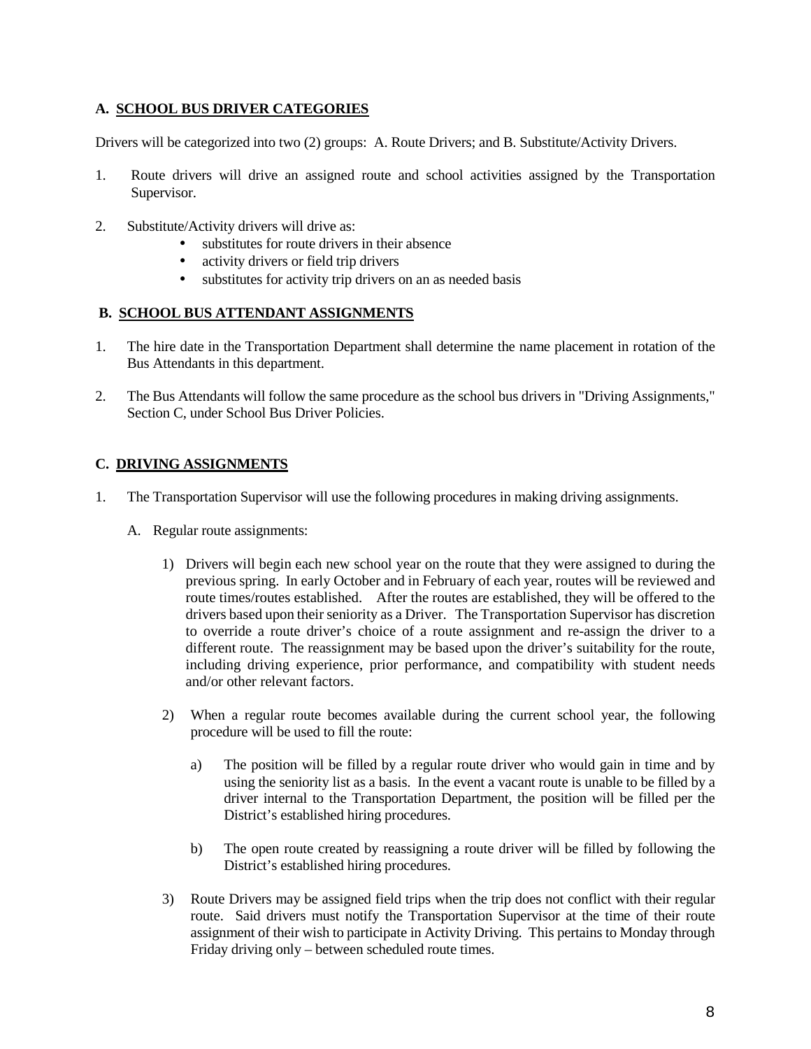## A. SCHOOL BUS DRIVER CATEGORIES

Drivers will be categorized into two (2) groups: A. Route Drivers; and B. Substitute/Activity Drivers.

1. Route drivers will drive an assigned route and school activities assigned by the Transportation Supervisor.

2. Substitute/Activity drivers will drive as:
   - substitutes for route drivers in their absence
   - activity drivers or field trip drivers
   - substitutes for activity trip drivers on an as needed basis

## B. SCHOOL BUS ATTENDANT ASSIGNMENTS

1. The hire date in the Transportation Department shall determine the name placement in rotation of the Bus Attendants in this department.

2. The Bus Attendants will follow the same procedure as the school bus drivers in "Driving Assignments," Section C, under School Bus Driver Policies.

## C. DRIVING ASSIGNMENTS

1. The Transportation Supervisor will use the following procedures in making driving assignments.

   A. Regular route assignments:

      1) Drivers will begin each new school year on the route that they were assigned to during the previous spring. In early October and in February of each year, routes will be reviewed and route times/routes established. After the routes are established, they will be offered to the drivers based upon their seniority as a Driver. The Transportation Supervisor has discretion to override a route driver's choice of a route assignment and re-assign the driver to a different route. The reassignment may be based upon the driver's suitability for the route, including driving experience, prior performance, and compatibility with student needs and/or other relevant factors.

      2) When a regular route becomes available during the current school year, the following procedure will be used to fill the route:

         a) The position will be filled by a regular route driver who would gain in time and by using the seniority list as a basis. In the event a vacant route is unable to be filled by a driver internal to the Transportation Department, the position will be filled per the District's established hiring procedures.

         b) The open route created by reassigning a route driver will be filled by following the District's established hiring procedures.

      3) Route Drivers may be assigned field trips when the trip does not conflict with their regular route. Said drivers must notify the Transportation Supervisor at the time of their route assignment of their wish to participate in Activity Driving. This pertains to Monday through Friday driving only – between scheduled route times.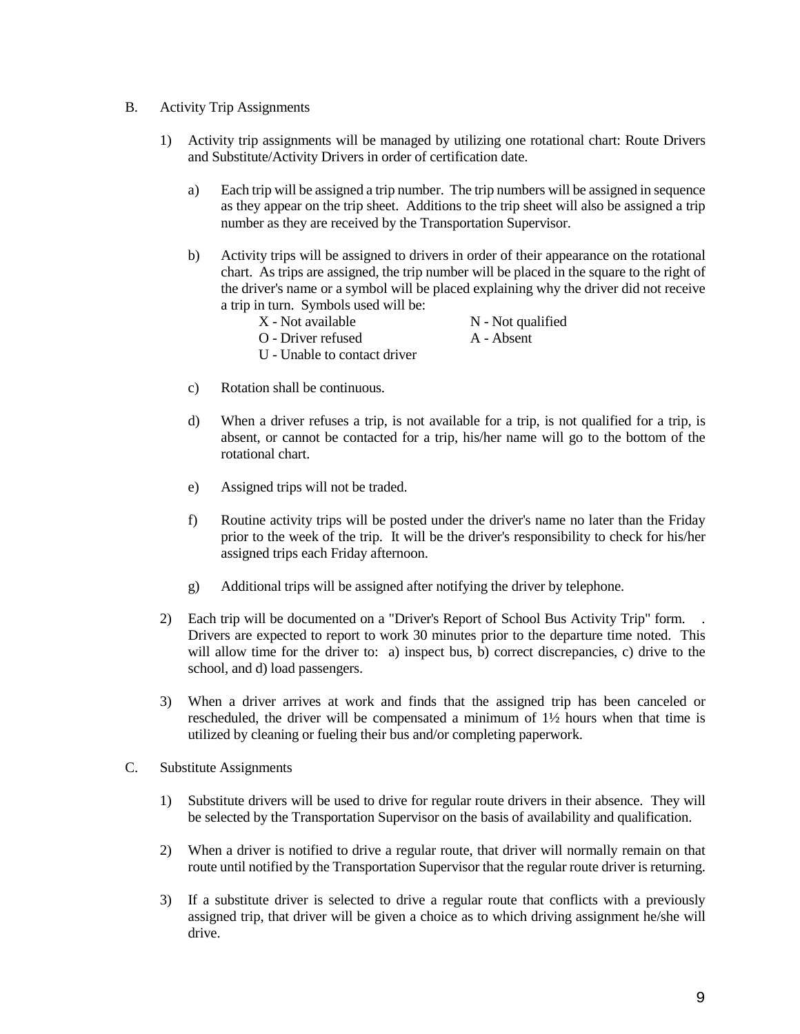B. Activity Trip Assignments

1) Activity trip assignments will be managed by utilizing one rotational chart: Route Drivers and Substitute/Activity Drivers in order of certification date.

   a) Each trip will be assigned a trip number. The trip numbers will be assigned in sequence as they appear on the trip sheet. Additions to the trip sheet will also be assigned a trip number as they are received by the Transportation Supervisor.

   b) Activity trips will be assigned to drivers in order of their appearance on the rotational chart. As trips are assigned, the trip number will be placed in the square to the right of the driver's name or a symbol will be placed explaining why the driver did not receive a trip in turn. Symbols used will be:

      X - Not available
      N - Not qualified
      O - Driver refused
      A - Absent
      U - Unable to contact driver

   c) Rotation shall be continuous.

   d) When a driver refuses a trip, is not available for a trip, is not qualified for a trip, is absent, or cannot be contacted for a trip, his/her name will go to the bottom of the rotational chart.

   e) Assigned trips will not be traded.

   f) Routine activity trips will be posted under the driver's name no later than the Friday prior to the week of the trip. It will be the driver's responsibility to check for his/her assigned trips each Friday afternoon.

   g) Additional trips will be assigned after notifying the driver by telephone.

2) Each trip will be documented on a "Driver's Report of School Bus Activity Trip" form. . Drivers are expected to report to work 30 minutes prior to the departure time noted. This will allow time for the driver to: a) inspect bus, b) correct discrepancies, c) drive to the school, and d) load passengers.

3) When a driver arrives at work and finds that the assigned trip has been canceled or rescheduled, the driver will be compensated a minimum of 1½ hours when that time is utilized by cleaning or fueling their bus and/or completing paperwork.

C. Substitute Assignments

1) Substitute drivers will be used to drive for regular route drivers in their absence. They will be selected by the Transportation Supervisor on the basis of availability and qualification.

2) When a driver is notified to drive a regular route, that driver will normally remain on that route until notified by the Transportation Supervisor that the regular route driver is returning.

3) If a substitute driver is selected to drive a regular route that conflicts with a previously assigned trip, that driver will be given a choice as to which driving assignment he/she will drive.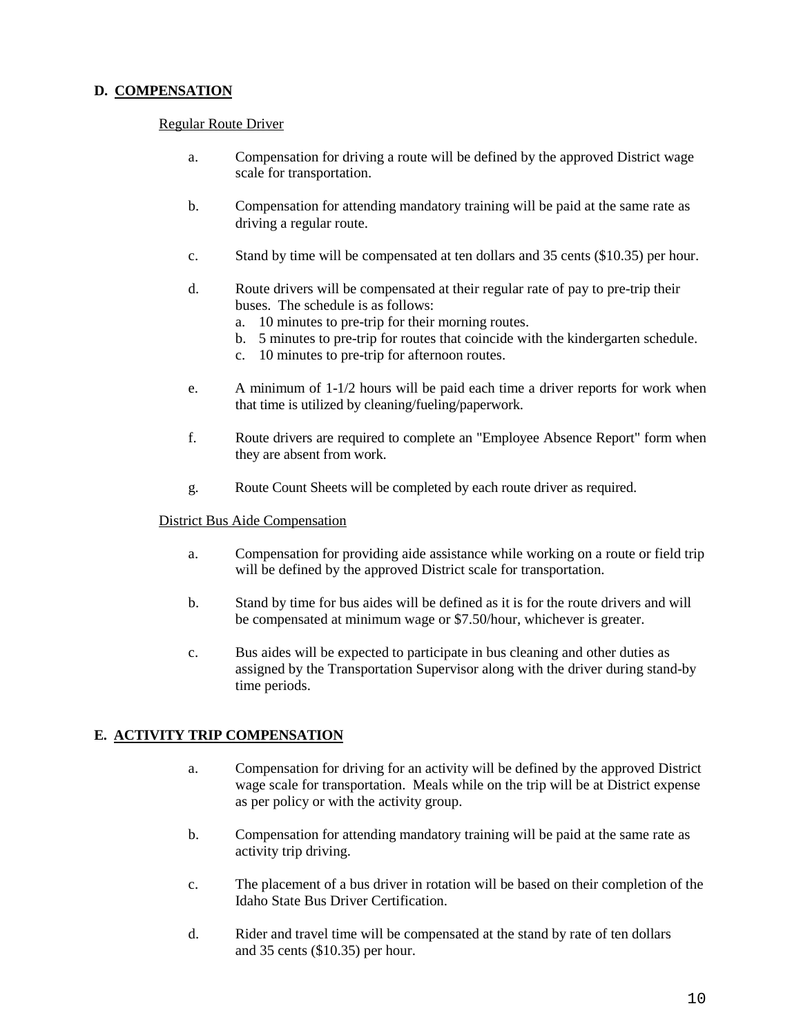## D. COMPENSATION

Regular Route Driver

a. Compensation for driving a route will be defined by the approved District wage scale for transportation.

b. Compensation for attending mandatory training will be paid at the same rate as driving a regular route.

c. Stand by time will be compensated at ten dollars and 35 cents ($10.35) per hour.

d. Route drivers will be compensated at their regular rate of pay to pre-trip their buses. The schedule is as follows:
   a. 10 minutes to pre-trip for their morning routes.
   b. 5 minutes to pre-trip for routes that coincide with the kindergarten schedule.
   c. 10 minutes to pre-trip for afternoon routes.

e. A minimum of 1-1/2 hours will be paid each time a driver reports for work when that time is utilized by cleaning/fueling/paperwork.

f. Route drivers are required to complete an "Employee Absence Report" form when they are absent from work.

g. Route Count Sheets will be completed by each route driver as required.

District Bus Aide Compensation

a. Compensation for providing aide assistance while working on a route or field trip will be defined by the approved District scale for transportation.

b. Stand by time for bus aides will be defined as it is for the route drivers and will be compensated at minimum wage or $7.50/hour, whichever is greater.

c. Bus aides will be expected to participate in bus cleaning and other duties as assigned by the Transportation Supervisor along with the driver during stand-by time periods.

## E. ACTIVITY TRIP COMPENSATION

a. Compensation for driving for an activity will be defined by the approved District wage scale for transportation. Meals while on the trip will be at District expense as per policy or with the activity group.

b. Compensation for attending mandatory training will be paid at the same rate as activity trip driving.

c. The placement of a bus driver in rotation will be based on their completion of the Idaho State Bus Driver Certification.

d. Rider and travel time will be compensated at the stand by rate of ten dollars and 35 cents ($10.35) per hour.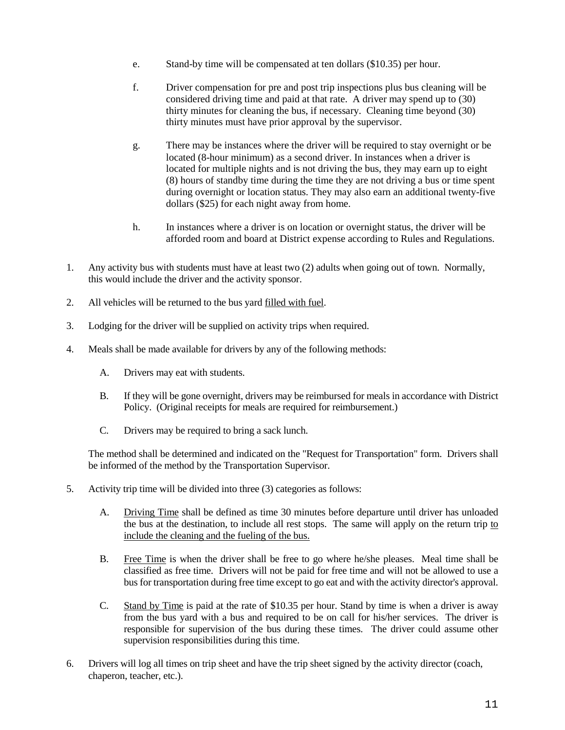e. Stand-by time will be compensated at ten dollars ($10.35) per hour.

f. Driver compensation for pre and post trip inspections plus bus cleaning will be considered driving time and paid at that rate. A driver may spend up to (30) thirty minutes for cleaning the bus, if necessary. Cleaning time beyond (30) thirty minutes must have prior approval by the supervisor.

g. There may be instances where the driver will be required to stay overnight or be located (8-hour minimum) as a second driver. In instances when a driver is located for multiple nights and is not driving the bus, they may earn up to eight (8) hours of standby time during the time they are not driving a bus or time spent during overnight or location status. They may also earn an additional twenty-five dollars ($25) for each night away from home.

h. In instances where a driver is on location or overnight status, the driver will be afforded room and board at District expense according to Rules and Regulations.

1. Any activity bus with students must have at least two (2) adults when going out of town. Normally, this would include the driver and the activity sponsor.

2. All vehicles will be returned to the bus yard <u>filled with fuel</u>.

3. Lodging for the driver will be supplied on activity trips when required.

4. Meals shall be made available for drivers by any of the following methods:

   A. Drivers may eat with students.

   B. If they will be gone overnight, drivers may be reimbursed for meals in accordance with District Policy. (Original receipts for meals are required for reimbursement.)

   C. Drivers may be required to bring a sack lunch.

   The method shall be determined and indicated on the "Request for Transportation" form. Drivers shall be informed of the method by the Transportation Supervisor.

5. Activity trip time will be divided into three (3) categories as follows:

   A. <u>Driving Time</u> shall be defined as time 30 minutes before departure until driver has unloaded the bus at the destination, to include all rest stops. The same will apply on the return trip <u>to include the cleaning and the fueling of the bus.</u>

   B. <u>Free Time</u> is when the driver shall be free to go where he/she pleases. Meal time shall be classified as free time. Drivers will not be paid for free time and will not be allowed to use a bus for transportation during free time except to go eat and with the activity director's approval.

   C. <u>Stand by Time</u> is paid at the rate of $10.35 per hour. Stand by time is when a driver is away from the bus yard with a bus and required to be on call for his/her services. The driver is responsible for supervision of the bus during these times. The driver could assume other supervision responsibilities during this time.

6. Drivers will log all times on trip sheet and have the trip sheet signed by the activity director (coach, chaperon, teacher, etc.).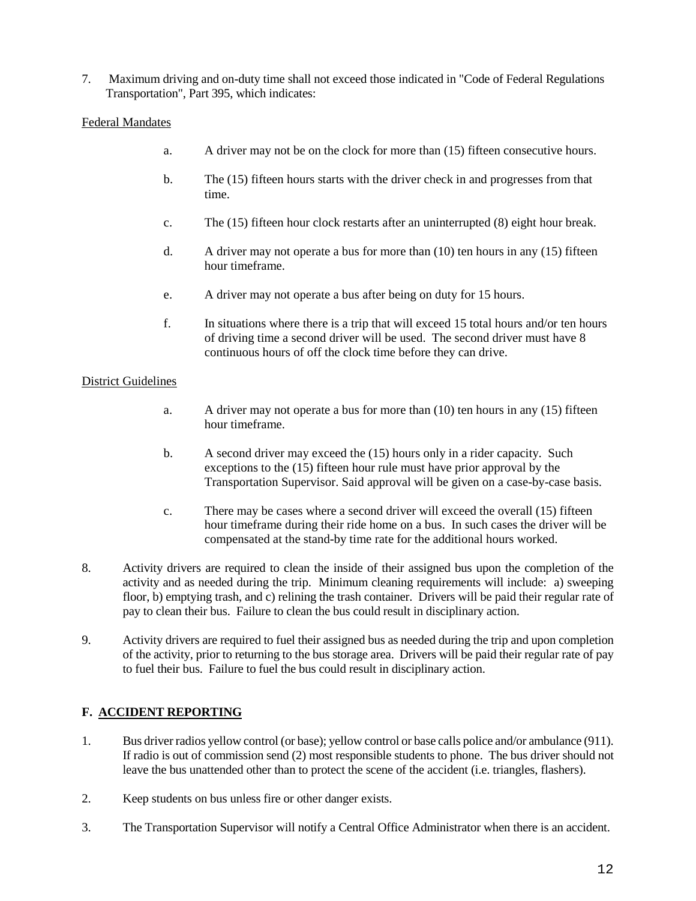7. Maximum driving and on-duty time shall not exceed those indicated in "Code of Federal Regulations Transportation", Part 395, which indicates:

Federal Mandates

- a. A driver may not be on the clock for more than (15) fifteen consecutive hours.
- b. The (15) fifteen hours starts with the driver check in and progresses from that time.
- c. The (15) fifteen hour clock restarts after an uninterrupted (8) eight hour break.
- d. A driver may not operate a bus for more than (10) ten hours in any (15) fifteen hour timeframe.
- e. A driver may not operate a bus after being on duty for 15 hours.
- f. In situations where there is a trip that will exceed 15 total hours and/or ten hours of driving time a second driver will be used. The second driver must have 8 continuous hours of off the clock time before they can drive.

District Guidelines

- a. A driver may not operate a bus for more than (10) ten hours in any (15) fifteen hour timeframe.
- b. A second driver may exceed the (15) hours only in a rider capacity. Such exceptions to the (15) fifteen hour rule must have prior approval by the Transportation Supervisor. Said approval will be given on a case-by-case basis.
- c. There may be cases where a second driver will exceed the overall (15) fifteen hour timeframe during their ride home on a bus. In such cases the driver will be compensated at the stand-by time rate for the additional hours worked.

8. Activity drivers are required to clean the inside of their assigned bus upon the completion of the activity and as needed during the trip. Minimum cleaning requirements will include: a) sweeping floor, b) emptying trash, and c) relining the trash container. Drivers will be paid their regular rate of pay to clean their bus. Failure to clean the bus could result in disciplinary action.

9. Activity drivers are required to fuel their assigned bus as needed during the trip and upon completion of the activity, prior to returning to the bus storage area. Drivers will be paid their regular rate of pay to fuel their bus. Failure to fuel the bus could result in disciplinary action.

## F. ACCIDENT REPORTING

1. Bus driver radios yellow control (or base); yellow control or base calls police and/or ambulance (911). If radio is out of commission send (2) most responsible students to phone. The bus driver should not leave the bus unattended other than to protect the scene of the accident (i.e. triangles, flashers).
2. Keep students on bus unless fire or other danger exists.
3. The Transportation Supervisor will notify a Central Office Administrator when there is an accident.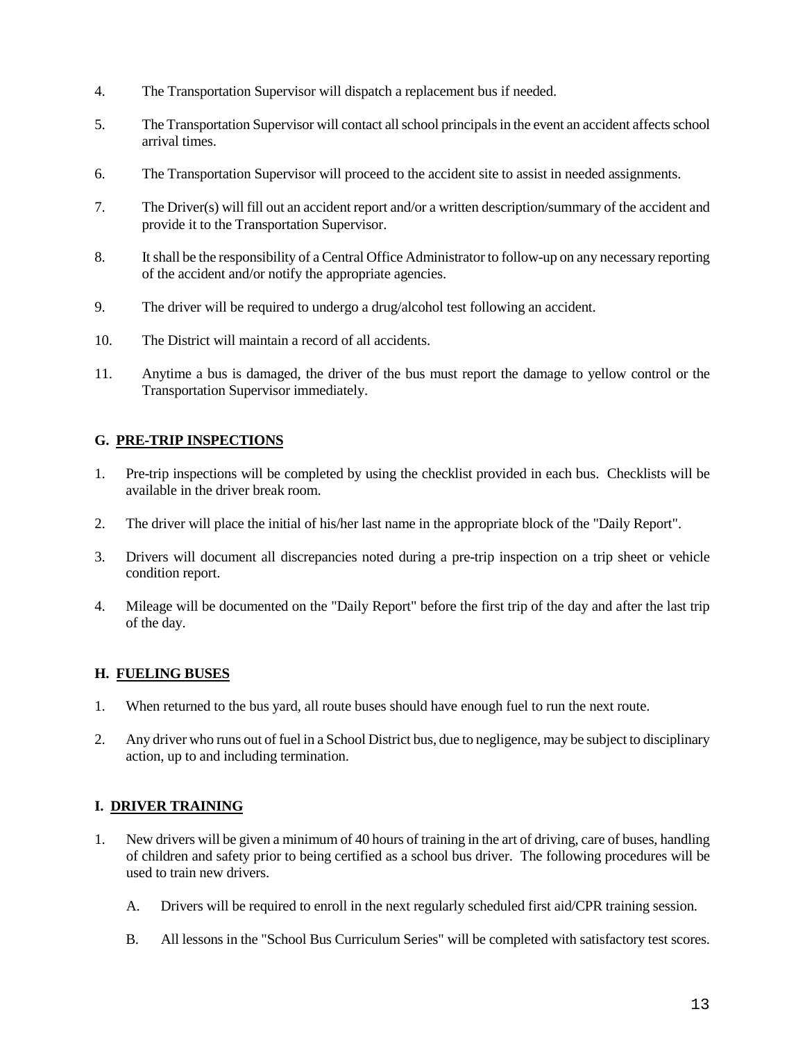4. The Transportation Supervisor will dispatch a replacement bus if needed.

5. The Transportation Supervisor will contact all school principals in the event an accident affects school arrival times.

6. The Transportation Supervisor will proceed to the accident site to assist in needed assignments.

7. The Driver(s) will fill out an accident report and/or a written description/summary of the accident and provide it to the Transportation Supervisor.

8. It shall be the responsibility of a Central Office Administrator to follow-up on any necessary reporting of the accident and/or notify the appropriate agencies.

9. The driver will be required to undergo a drug/alcohol test following an accident.

10. The District will maintain a record of all accidents.

11. Anytime a bus is damaged, the driver of the bus must report the damage to yellow control or the Transportation Supervisor immediately.

## G. PRE-TRIP INSPECTIONS

1. Pre-trip inspections will be completed by using the checklist provided in each bus. Checklists will be available in the driver break room.

2. The driver will place the initial of his/her last name in the appropriate block of the "Daily Report".

3. Drivers will document all discrepancies noted during a pre-trip inspection on a trip sheet or vehicle condition report.

4. Mileage will be documented on the "Daily Report" before the first trip of the day and after the last trip of the day.

## H. FUELING BUSES

1. When returned to the bus yard, all route buses should have enough fuel to run the next route.

2. Any driver who runs out of fuel in a School District bus, due to negligence, may be subject to disciplinary action, up to and including termination.

## I. DRIVER TRAINING

1. New drivers will be given a minimum of 40 hours of training in the art of driving, care of buses, handling of children and safety prior to being certified as a school bus driver. The following procedures will be used to train new drivers.

   A. Drivers will be required to enroll in the next regularly scheduled first aid/CPR training session.

   B. All lessons in the "School Bus Curriculum Series" will be completed with satisfactory test scores.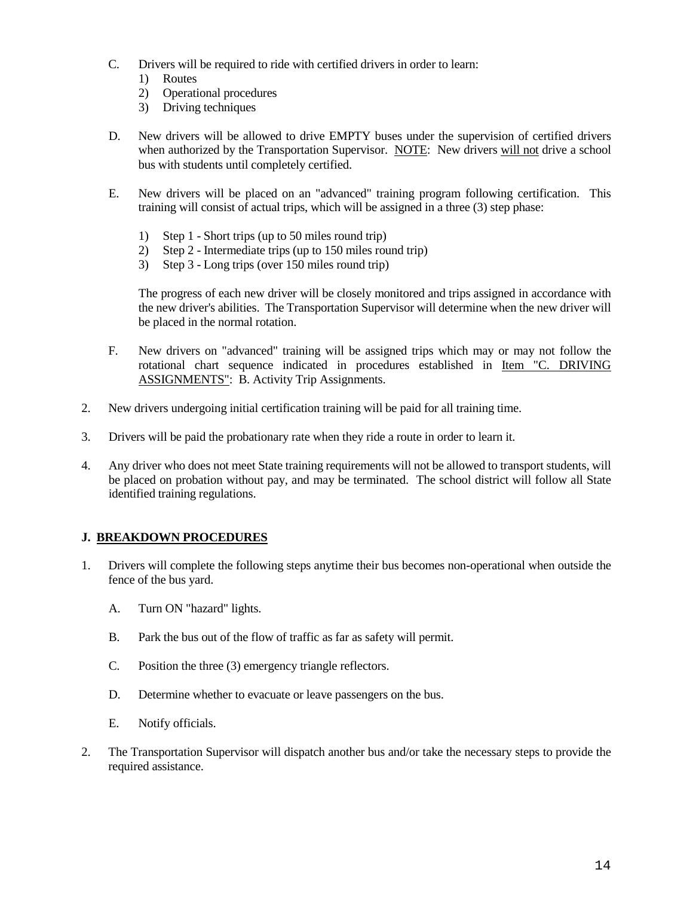C. Drivers will be required to ride with certified drivers in order to learn:
   1) Routes
   2) Operational procedures
   3) Driving techniques

D. New drivers will be allowed to drive EMPTY buses under the supervision of certified drivers when authorized by the Transportation Supervisor. NOTE: New drivers will not drive a school bus with students until completely certified.

E. New drivers will be placed on an "advanced" training program following certification. This training will consist of actual trips, which will be assigned in a three (3) step phase:

   1) Step 1 - Short trips (up to 50 miles round trip)
   2) Step 2 - Intermediate trips (up to 150 miles round trip)
   3) Step 3 - Long trips (over 150 miles round trip)

   The progress of each new driver will be closely monitored and trips assigned in accordance with the new driver's abilities. The Transportation Supervisor will determine when the new driver will be placed in the normal rotation.

F. New drivers on "advanced" training will be assigned trips which may or may not follow the rotational chart sequence indicated in procedures established in Item "C. DRIVING ASSIGNMENTS": B. Activity Trip Assignments.

2. New drivers undergoing initial certification training will be paid for all training time.

3. Drivers will be paid the probationary rate when they ride a route in order to learn it.

4. Any driver who does not meet State training requirements will not be allowed to transport students, will be placed on probation without pay, and may be terminated. The school district will follow all State identified training regulations.

## J. BREAKDOWN PROCEDURES

1. Drivers will complete the following steps anytime their bus becomes non-operational when outside the fence of the bus yard.

   A. Turn ON "hazard" lights.

   B. Park the bus out of the flow of traffic as far as safety will permit.

   C. Position the three (3) emergency triangle reflectors.

   D. Determine whether to evacuate or leave passengers on the bus.

   E. Notify officials.

2. The Transportation Supervisor will dispatch another bus and/or take the necessary steps to provide the required assistance.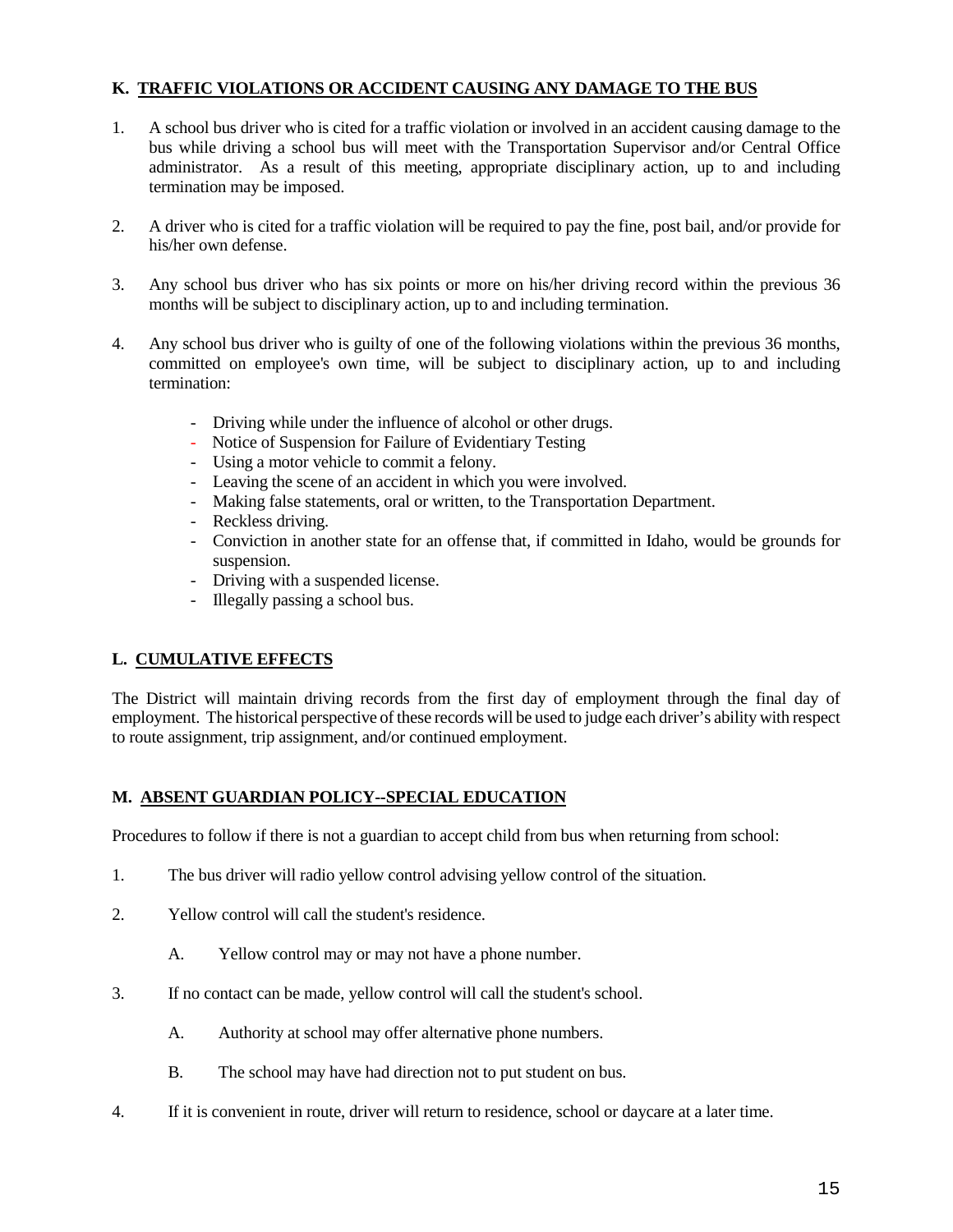## K. TRAFFIC VIOLATIONS OR ACCIDENT CAUSING ANY DAMAGE TO THE BUS

1. A school bus driver who is cited for a traffic violation or involved in an accident causing damage to the bus while driving a school bus will meet with the Transportation Supervisor and/or Central Office administrator. As a result of this meeting, appropriate disciplinary action, up to and including termination may be imposed.

2. A driver who is cited for a traffic violation will be required to pay the fine, post bail, and/or provide for his/her own defense.

3. Any school bus driver who has six points or more on his/her driving record within the previous 36 months will be subject to disciplinary action, up to and including termination.

4. Any school bus driver who is guilty of one of the following violations within the previous 36 months, committed on employee's own time, will be subject to disciplinary action, up to and including termination:

   - Driving while under the influence of alcohol or other drugs.
   - Notice of Suspension for Failure of Evidentiary Testing
   - Using a motor vehicle to commit a felony.
   - Leaving the scene of an accident in which you were involved.
   - Making false statements, oral or written, to the Transportation Department.
   - Reckless driving.
   - Conviction in another state for an offense that, if committed in Idaho, would be grounds for suspension.
   - Driving with a suspended license.
   - Illegally passing a school bus.

## L. CUMULATIVE EFFECTS

The District will maintain driving records from the first day of employment through the final day of employment. The historical perspective of these records will be used to judge each driver's ability with respect to route assignment, trip assignment, and/or continued employment.

## M. ABSENT GUARDIAN POLICY--SPECIAL EDUCATION

Procedures to follow if there is not a guardian to accept child from bus when returning from school:

1. The bus driver will radio yellow control advising yellow control of the situation.

2. Yellow control will call the student's residence.

   A. Yellow control may or may not have a phone number.

3. If no contact can be made, yellow control will call the student's school.

   A. Authority at school may offer alternative phone numbers.

   B. The school may have had direction not to put student on bus.

4. If it is convenient in route, driver will return to residence, school or daycare at a later time.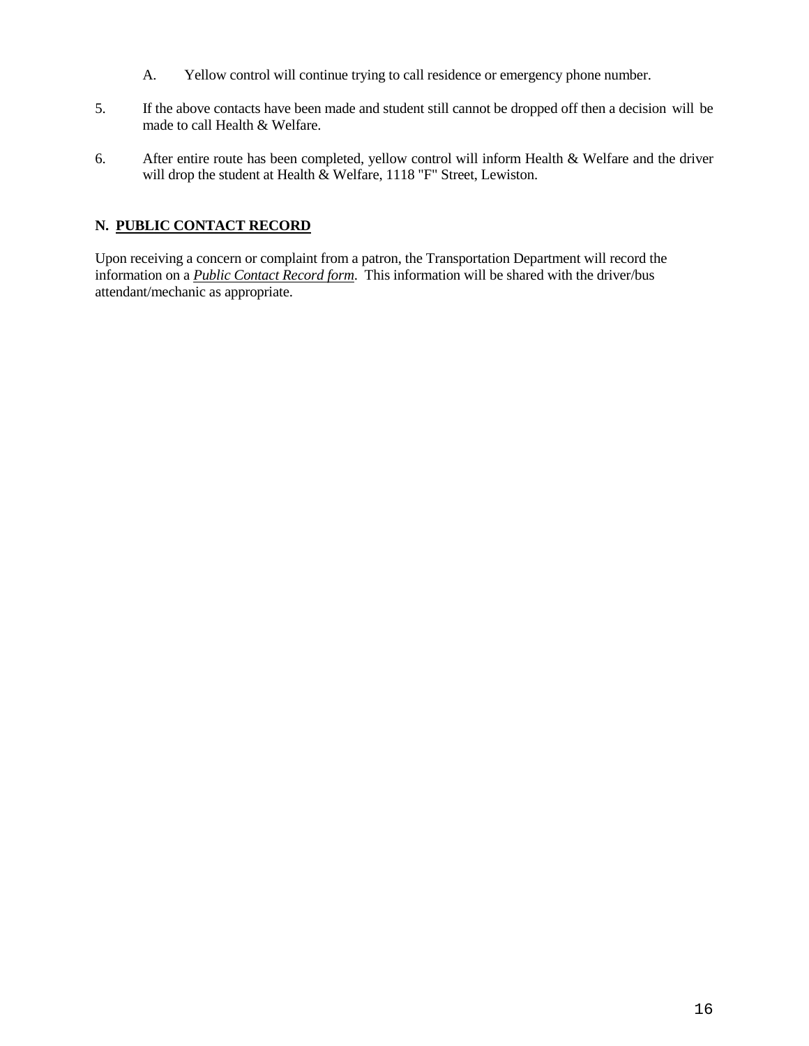A. Yellow control will continue trying to call residence or emergency phone number.

5. If the above contacts have been made and student still cannot be dropped off then a decision will be made to call Health & Welfare.

6. After entire route has been completed, yellow control will inform Health & Welfare and the driver will drop the student at Health & Welfare, 1118 "F" Street, Lewiston.

## N. PUBLIC CONTACT RECORD

Upon receiving a concern or complaint from a patron, the Transportation Department will record the information on a ***Public Contact Record form***. This information will be shared with the driver/bus attendant/mechanic as appropriate.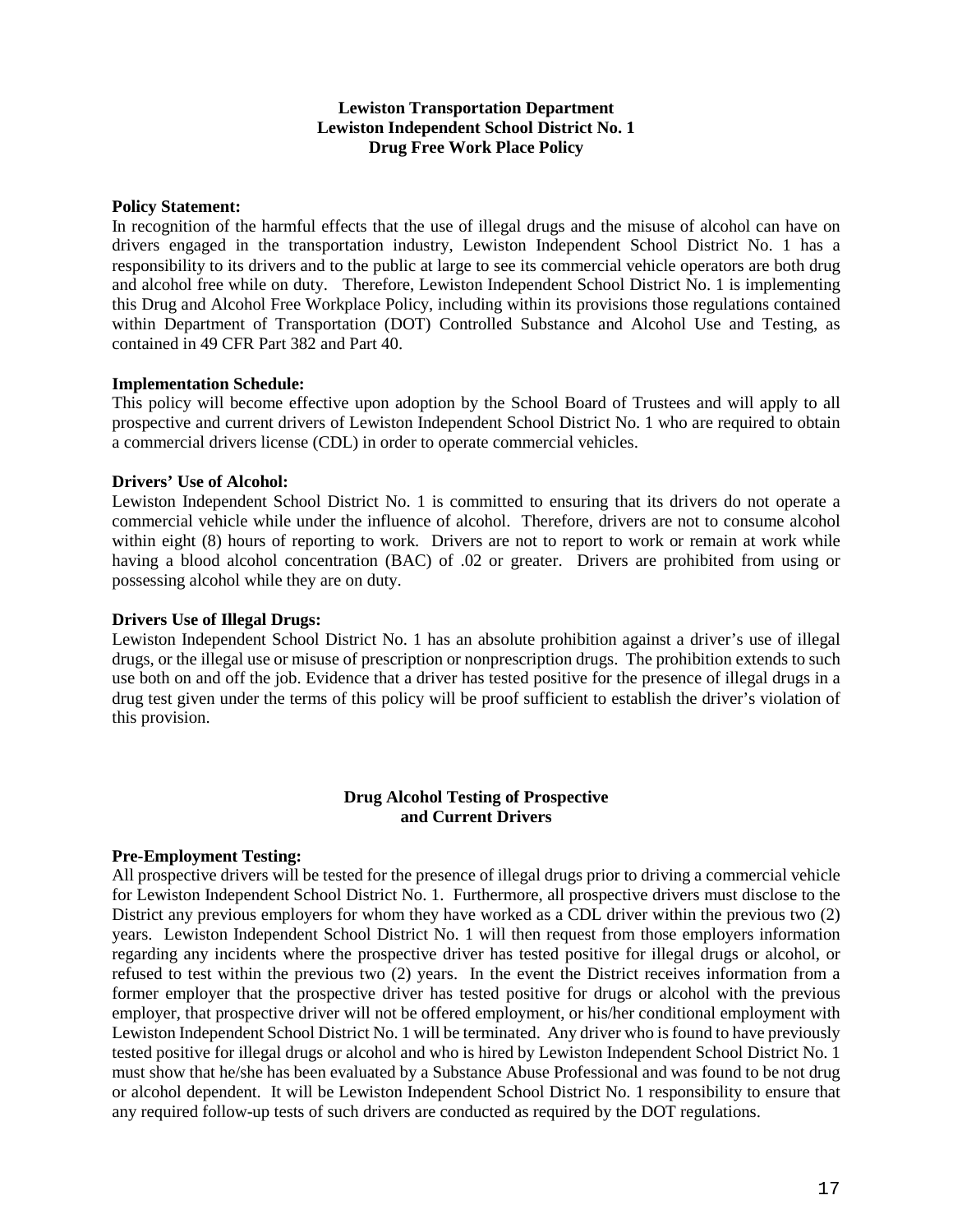**Lewiston Transportation Department**
**Lewiston Independent School District No. 1**
**Drug Free Work Place Policy**

**Policy Statement:**
In recognition of the harmful effects that the use of illegal drugs and the misuse of alcohol can have on drivers engaged in the transportation industry, Lewiston Independent School District No. 1 has a responsibility to its drivers and to the public at large to see its commercial vehicle operators are both drug and alcohol free while on duty. Therefore, Lewiston Independent School District No. 1 is implementing this Drug and Alcohol Free Workplace Policy, including within its provisions those regulations contained within Department of Transportation (DOT) Controlled Substance and Alcohol Use and Testing, as contained in 49 CFR Part 382 and Part 40.

**Implementation Schedule:**
This policy will become effective upon adoption by the School Board of Trustees and will apply to all prospective and current drivers of Lewiston Independent School District No. 1 who are required to obtain a commercial drivers license (CDL) in order to operate commercial vehicles.

**Drivers' Use of Alcohol:**
Lewiston Independent School District No. 1 is committed to ensuring that its drivers do not operate a commercial vehicle while under the influence of alcohol. Therefore, drivers are not to consume alcohol within eight (8) hours of reporting to work. Drivers are not to report to work or remain at work while having a blood alcohol concentration (BAC) of .02 or greater. Drivers are prohibited from using or possessing alcohol while they are on duty.

**Drivers Use of Illegal Drugs:**
Lewiston Independent School District No. 1 has an absolute prohibition against a driver's use of illegal drugs, or the illegal use or misuse of prescription or nonprescription drugs. The prohibition extends to such use both on and off the job. Evidence that a driver has tested positive for the presence of illegal drugs in a drug test given under the terms of this policy will be proof sufficient to establish the driver's violation of this provision.

**Drug Alcohol Testing of Prospective and Current Drivers**

**Pre-Employment Testing:**
All prospective drivers will be tested for the presence of illegal drugs prior to driving a commercial vehicle for Lewiston Independent School District No. 1. Furthermore, all prospective drivers must disclose to the District any previous employers for whom they have worked as a CDL driver within the previous two (2) years. Lewiston Independent School District No. 1 will then request from those employers information regarding any incidents where the prospective driver has tested positive for illegal drugs or alcohol, or refused to test within the previous two (2) years. In the event the District receives information from a former employer that the prospective driver has tested positive for drugs or alcohol with the previous employer, that prospective driver will not be offered employment, or his/her conditional employment with Lewiston Independent School District No. 1 will be terminated. Any driver who is found to have previously tested positive for illegal drugs or alcohol and who is hired by Lewiston Independent School District No. 1 must show that he/she has been evaluated by a Substance Abuse Professional and was found to be not drug or alcohol dependent. It will be Lewiston Independent School District No. 1 responsibility to ensure that any required follow-up tests of such drivers are conducted as required by the DOT regulations.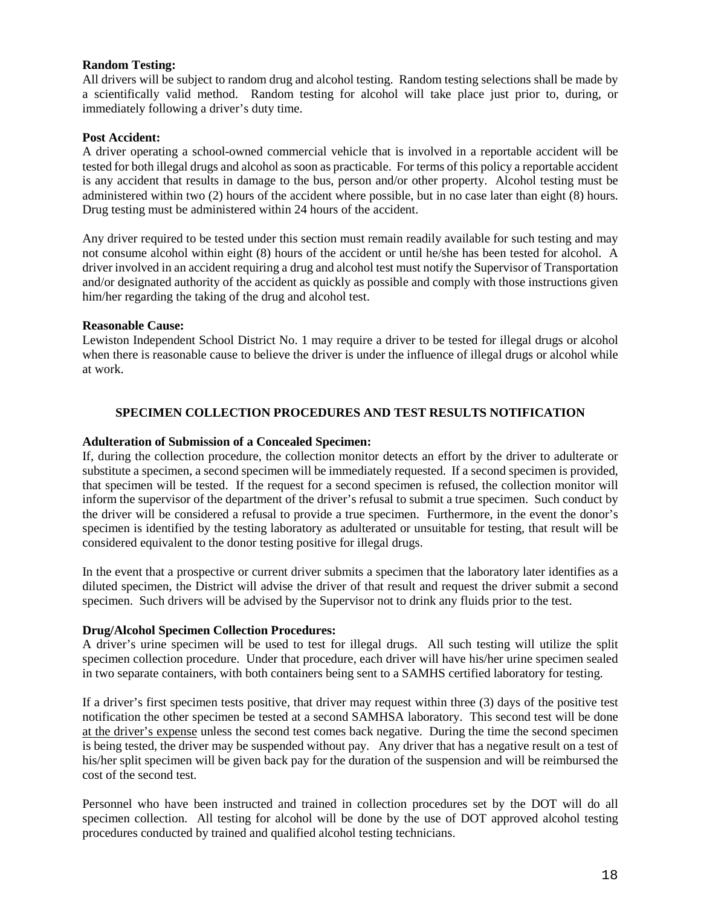**Random Testing:**
All drivers will be subject to random drug and alcohol testing. Random testing selections shall be made by a scientifically valid method. Random testing for alcohol will take place just prior to, during, or immediately following a driver's duty time.

**Post Accident:**
A driver operating a school-owned commercial vehicle that is involved in a reportable accident will be tested for both illegal drugs and alcohol as soon as practicable. For terms of this policy a reportable accident is any accident that results in damage to the bus, person and/or other property. Alcohol testing must be administered within two (2) hours of the accident where possible, but in no case later than eight (8) hours. Drug testing must be administered within 24 hours of the accident.

Any driver required to be tested under this section must remain readily available for such testing and may not consume alcohol within eight (8) hours of the accident or until he/she has been tested for alcohol. A driver involved in an accident requiring a drug and alcohol test must notify the Supervisor of Transportation and/or designated authority of the accident as quickly as possible and comply with those instructions given him/her regarding the taking of the drug and alcohol test.

**Reasonable Cause:**
Lewiston Independent School District No. 1 may require a driver to be tested for illegal drugs or alcohol when there is reasonable cause to believe the driver is under the influence of illegal drugs or alcohol while at work.

## SPECIMEN COLLECTION PROCEDURES AND TEST RESULTS NOTIFICATION

**Adulteration of Submission of a Concealed Specimen:**
If, during the collection procedure, the collection monitor detects an effort by the driver to adulterate or substitute a specimen, a second specimen will be immediately requested. If a second specimen is provided, that specimen will be tested. If the request for a second specimen is refused, the collection monitor will inform the supervisor of the department of the driver's refusal to submit a true specimen. Such conduct by the driver will be considered a refusal to provide a true specimen. Furthermore, in the event the donor's specimen is identified by the testing laboratory as adulterated or unsuitable for testing, that result will be considered equivalent to the donor testing positive for illegal drugs.

In the event that a prospective or current driver submits a specimen that the laboratory later identifies as a diluted specimen, the District will advise the driver of that result and request the driver submit a second specimen. Such drivers will be advised by the Supervisor not to drink any fluids prior to the test.

**Drug/Alcohol Specimen Collection Procedures:**
A driver's urine specimen will be used to test for illegal drugs. All such testing will utilize the split specimen collection procedure. Under that procedure, each driver will have his/her urine specimen sealed in two separate containers, with both containers being sent to a SAMHS certified laboratory for testing.

If a driver's first specimen tests positive, that driver may request within three (3) days of the positive test notification the other specimen be tested at a second SAMHSA laboratory. This second test will be done at the driver's expense unless the second test comes back negative. During the time the second specimen is being tested, the driver may be suspended without pay. Any driver that has a negative result on a test of his/her split specimen will be given back pay for the duration of the suspension and will be reimbursed the cost of the second test.

Personnel who have been instructed and trained in collection procedures set by the DOT will do all specimen collection. All testing for alcohol will be done by the use of DOT approved alcohol testing procedures conducted by trained and qualified alcohol testing technicians.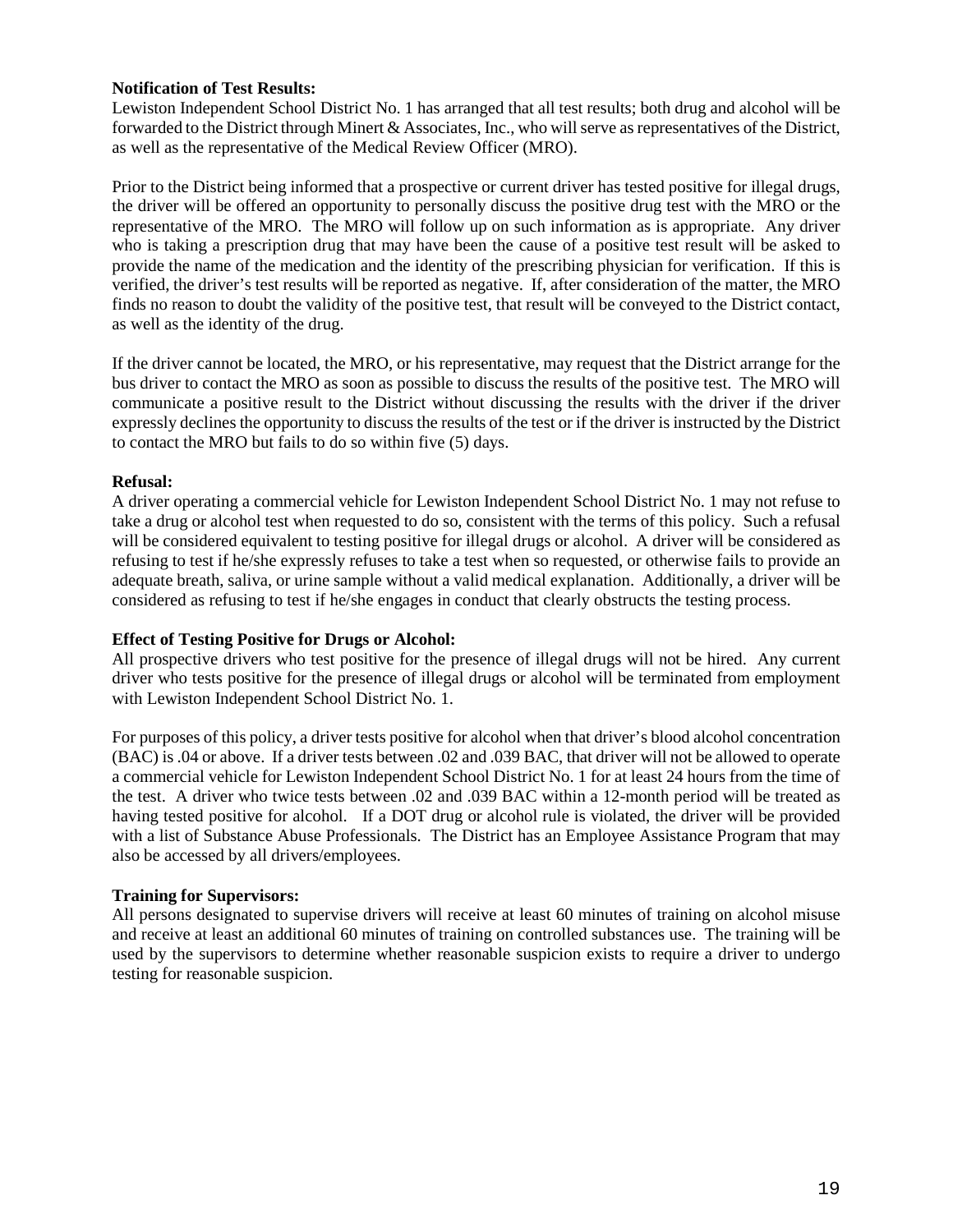**Notification of Test Results:**
Lewiston Independent School District No. 1 has arranged that all test results; both drug and alcohol will be forwarded to the District through Minert & Associates, Inc., who will serve as representatives of the District, as well as the representative of the Medical Review Officer (MRO).

Prior to the District being informed that a prospective or current driver has tested positive for illegal drugs, the driver will be offered an opportunity to personally discuss the positive drug test with the MRO or the representative of the MRO. The MRO will follow up on such information as is appropriate. Any driver who is taking a prescription drug that may have been the cause of a positive test result will be asked to provide the name of the medication and the identity of the prescribing physician for verification. If this is verified, the driver's test results will be reported as negative. If, after consideration of the matter, the MRO finds no reason to doubt the validity of the positive test, that result will be conveyed to the District contact, as well as the identity of the drug.

If the driver cannot be located, the MRO, or his representative, may request that the District arrange for the bus driver to contact the MRO as soon as possible to discuss the results of the positive test. The MRO will communicate a positive result to the District without discussing the results with the driver if the driver expressly declines the opportunity to discuss the results of the test or if the driver is instructed by the District to contact the MRO but fails to do so within five (5) days.

**Refusal:**
A driver operating a commercial vehicle for Lewiston Independent School District No. 1 may not refuse to take a drug or alcohol test when requested to do so, consistent with the terms of this policy. Such a refusal will be considered equivalent to testing positive for illegal drugs or alcohol. A driver will be considered as refusing to test if he/she expressly refuses to take a test when so requested, or otherwise fails to provide an adequate breath, saliva, or urine sample without a valid medical explanation. Additionally, a driver will be considered as refusing to test if he/she engages in conduct that clearly obstructs the testing process.

**Effect of Testing Positive for Drugs or Alcohol:**
All prospective drivers who test positive for the presence of illegal drugs will not be hired. Any current driver who tests positive for the presence of illegal drugs or alcohol will be terminated from employment with Lewiston Independent School District No. 1.

For purposes of this policy, a driver tests positive for alcohol when that driver's blood alcohol concentration (BAC) is .04 or above. If a driver tests between .02 and .039 BAC, that driver will not be allowed to operate a commercial vehicle for Lewiston Independent School District No. 1 for at least 24 hours from the time of the test. A driver who twice tests between .02 and .039 BAC within a 12-month period will be treated as having tested positive for alcohol. If a DOT drug or alcohol rule is violated, the driver will be provided with a list of Substance Abuse Professionals. The District has an Employee Assistance Program that may also be accessed by all drivers/employees.

**Training for Supervisors:**
All persons designated to supervise drivers will receive at least 60 minutes of training on alcohol misuse and receive at least an additional 60 minutes of training on controlled substances use. The training will be used by the supervisors to determine whether reasonable suspicion exists to require a driver to undergo testing for reasonable suspicion.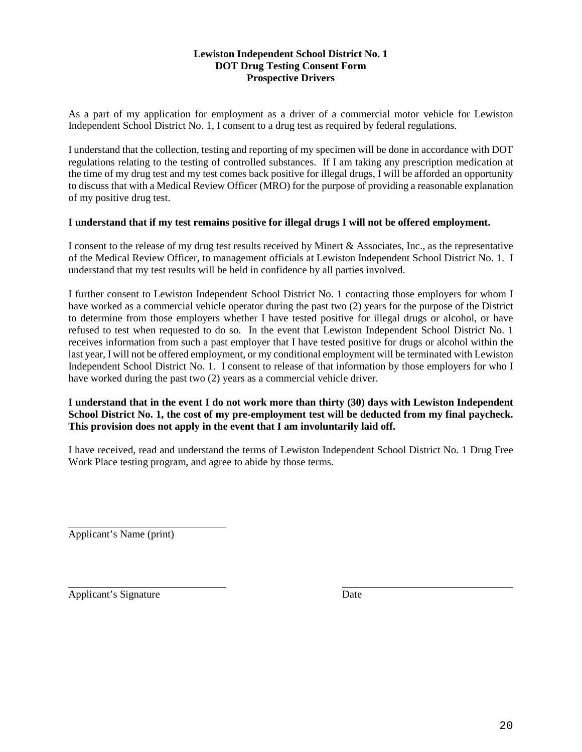**Lewiston Independent School District No. 1**
**DOT Drug Testing Consent Form**
**Prospective Drivers**

As a part of my application for employment as a driver of a commercial motor vehicle for Lewiston Independent School District No. 1, I consent to a drug test as required by federal regulations.

I understand that the collection, testing and reporting of my specimen will be done in accordance with DOT regulations relating to the testing of controlled substances. If I am taking any prescription medication at the time of my drug test and my test comes back positive for illegal drugs, I will be afforded an opportunity to discuss that with a Medical Review Officer (MRO) for the purpose of providing a reasonable explanation of my positive drug test.

**I understand that if my test remains positive for illegal drugs I will not be offered employment.**

I consent to the release of my drug test results received by Minert & Associates, Inc., as the representative of the Medical Review Officer, to management officials at Lewiston Independent School District No. 1. I understand that my test results will be held in confidence by all parties involved.

I further consent to Lewiston Independent School District No. 1 contacting those employers for whom I have worked as a commercial vehicle operator during the past two (2) years for the purpose of the District to determine from those employers whether I have tested positive for illegal drugs or alcohol, or have refused to test when requested to do so. In the event that Lewiston Independent School District No. 1 receives information from such a past employer that I have tested positive for drugs or alcohol within the last year, I will not be offered employment, or my conditional employment will be terminated with Lewiston Independent School District No. 1. I consent to release of that information by those employers for who I have worked during the past two (2) years as a commercial vehicle driver.

**I understand that in the event I do not work more than thirty (30) days with Lewiston Independent School District No. 1, the cost of my pre-employment test will be deducted from my final paycheck. This provision does not apply in the event that I am involuntarily laid off.**

I have received, read and understand the terms of Lewiston Independent School District No. 1 Drug Free Work Place testing program, and agree to abide by those terms.

\_\_\_\_\_\_\_\_\_\_\_\_\_\_\_\_\_\_\_\_\_\_\_\_\_\_\_\_\_\_
Applicant's Name (print)

\_\_\_\_\_\_\_\_\_\_\_\_\_\_\_\_\_\_\_\_\_\_\_\_\_\_\_\_\_\_ \_\_\_\_\_\_\_\_\_\_\_\_\_\_\_\_\_\_\_\_\_\_\_\_\_\_\_\_\_\_
Applicant's Signature Date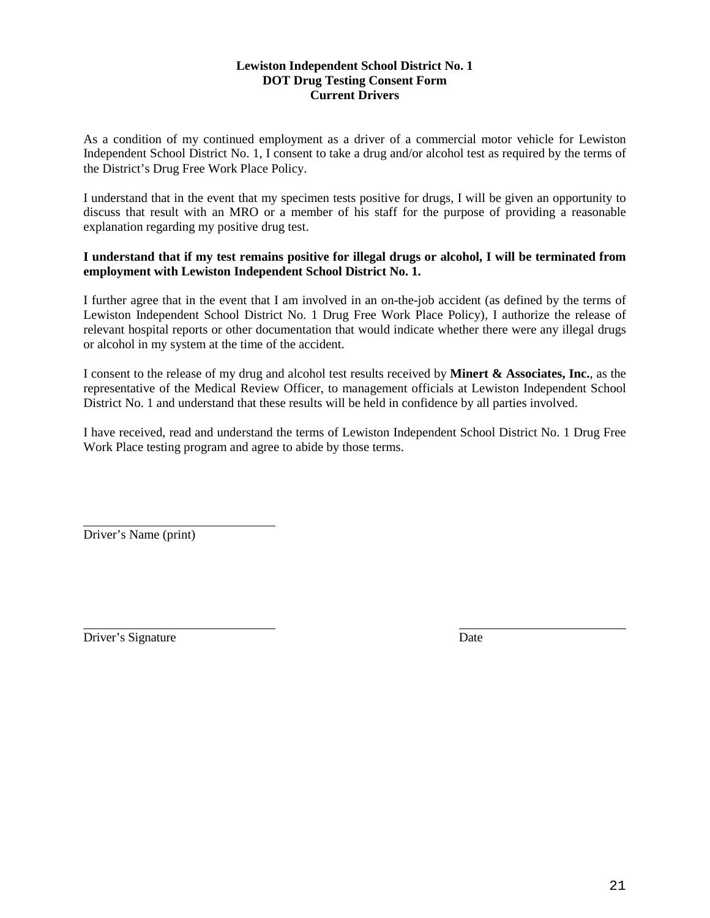**Lewiston Independent School District No. 1**
**DOT Drug Testing Consent Form**
**Current Drivers**

As a condition of my continued employment as a driver of a commercial motor vehicle for Lewiston Independent School District No. 1, I consent to take a drug and/or alcohol test as required by the terms of the District's Drug Free Work Place Policy.

I understand that in the event that my specimen tests positive for drugs, I will be given an opportunity to discuss that result with an MRO or a member of his staff for the purpose of providing a reasonable explanation regarding my positive drug test.

**I understand that if my test remains positive for illegal drugs or alcohol, I will be terminated from employment with Lewiston Independent School District No. 1.**

I further agree that in the event that I am involved in an on-the-job accident (as defined by the terms of Lewiston Independent School District No. 1 Drug Free Work Place Policy), I authorize the release of relevant hospital reports or other documentation that would indicate whether there were any illegal drugs or alcohol in my system at the time of the accident.

I consent to the release of my drug and alcohol test results received by **Minert & Associates, Inc.**, as the representative of the Medical Review Officer, to management officials at Lewiston Independent School District No. 1 and understand that these results will be held in confidence by all parties involved.

I have received, read and understand the terms of Lewiston Independent School District No. 1 Drug Free Work Place testing program and agree to abide by those terms.

______________________________
Driver's Name (print)

______________________________ ______________________________
Driver's Signature Date